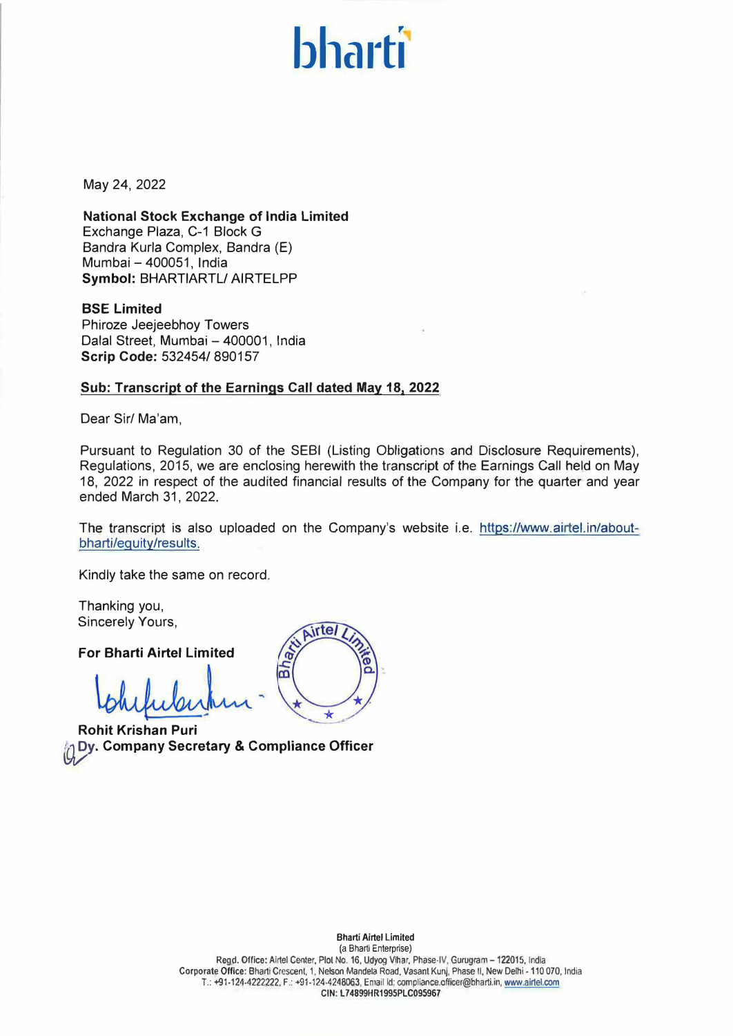# bharti

May 24, 2022

**National Stock Exchange of India Limited**
Exchange Plaza, C-1 Block G
Bandra Kurla Complex, Bandra (E)
Mumbai – 400051, India
**Symbol:** BHARTIARTL/ AIRTELPP

**BSE Limited**
Phiroze Jeejeebhoy Towers
Dalal Street, Mumbai – 400001, India
**Scrip Code:** 532454/ 890157

**Sub: Transcript of the Earnings Call dated May 18, 2022**

Dear Sir/ Ma'am,

Pursuant to Regulation 30 of the SEBI (Listing Obligations and Disclosure Requirements), Regulations, 2015, we are enclosing herewith the transcript of the Earnings Call held on May 18, 2022 in respect of the audited financial results of the Company for the quarter and year ended March 31, 2022.

The transcript is also uploaded on the Company's website i.e. https://www.airtel.in/about-bharti/equity/results.

Kindly take the same on record.

Thanking you,
Sincerely Yours,

**For Bharti Airtel Limited**

**Rohit Krishan Puri**
**Dy. Company Secretary & Compliance Officer**

**Bharti Airtel Limited**
(a Bharti Enterprise)
**Regd. Office:** Airtel Center, Plot No. 16, Udyog Vihar, Phase-IV, Gurugram – 122015, India
**Corporate Office:** Bharti Crescent, 1, Nelson Mandela Road, Vasant Kunj, Phase II, New Delhi - 110 070, India
T.: +91-124-4222222, F.: +91-124-4248063, Email id: compliance.officer@bharti.in, www.airtel.com
**CIN: L74899HR1995PLC095967**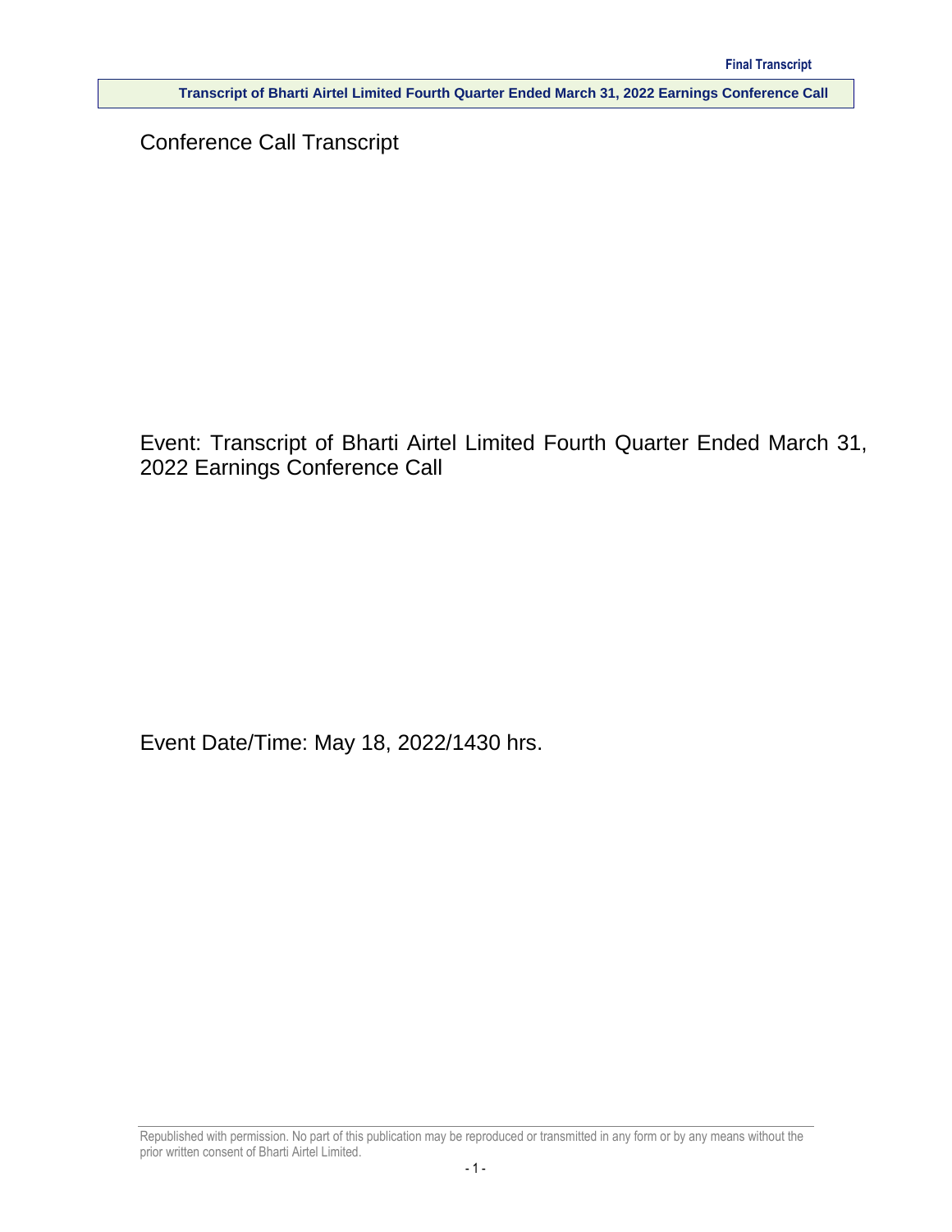Conference Call Transcript

Event: Transcript of Bharti Airtel Limited Fourth Quarter Ended March 31, 2022 Earnings Conference Call

Event Date/Time: May 18, 2022/1430 hrs.

Republished with permission. No part of this publication may be reproduced or transmitted in any form or by any means without the prior written consent of Bharti Airtel Limited.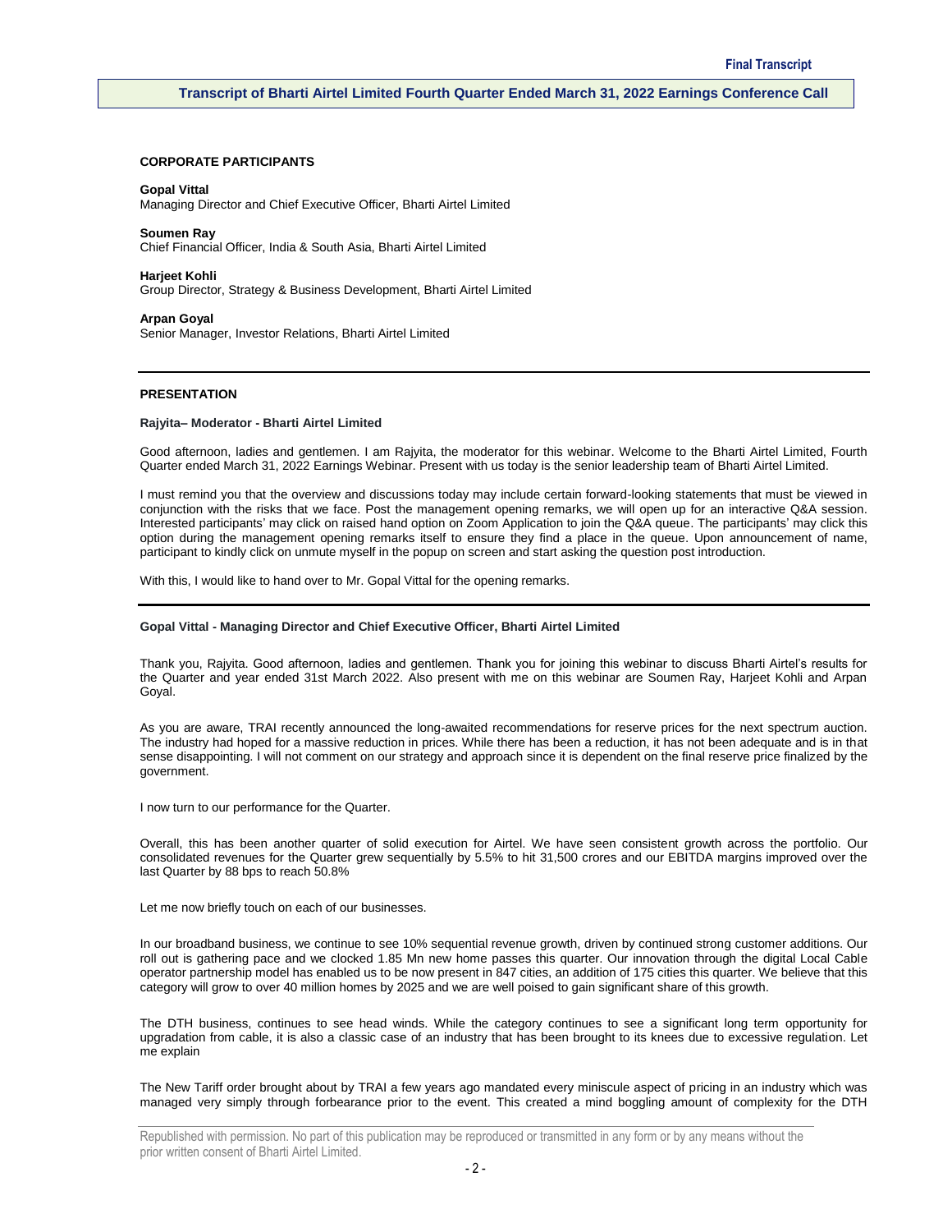**Final Transcript**

**Transcript of Bharti Airtel Limited Fourth Quarter Ended March 31, 2022 Earnings Conference Call**

**CORPORATE PARTICIPANTS**

**Gopal Vittal**
Managing Director and Chief Executive Officer, Bharti Airtel Limited

**Soumen Ray**
Chief Financial Officer, India & South Asia, Bharti Airtel Limited

**Harjeet Kohli**
Group Director, Strategy & Business Development, Bharti Airtel Limited

**Arpan Goyal**
Senior Manager, Investor Relations, Bharti Airtel Limited

---

**PRESENTATION**

**Rajyita– Moderator - Bharti Airtel Limited**

Good afternoon, ladies and gentlemen. I am Rajyita, the moderator for this webinar. Welcome to the Bharti Airtel Limited, Fourth Quarter ended March 31, 2022 Earnings Webinar. Present with us today is the senior leadership team of Bharti Airtel Limited.

I must remind you that the overview and discussions today may include certain forward-looking statements that must be viewed in conjunction with the risks that we face. Post the management opening remarks, we will open up for an interactive Q&A session. Interested participants' may click on raised hand option on Zoom Application to join the Q&A queue. The participants' may click this option during the management opening remarks itself to ensure they find a place in the queue. Upon announcement of name, participant to kindly click on unmute myself in the popup on screen and start asking the question post introduction.

With this, I would like to hand over to Mr. Gopal Vittal for the opening remarks.

---

**Gopal Vittal - Managing Director and Chief Executive Officer, Bharti Airtel Limited**

Thank you, Rajyita. Good afternoon, ladies and gentlemen. Thank you for joining this webinar to discuss Bharti Airtel's results for the Quarter and year ended 31st March 2022. Also present with me on this webinar are Soumen Ray, Harjeet Kohli and Arpan Goyal.

As you are aware, TRAI recently announced the long-awaited recommendations for reserve prices for the next spectrum auction. The industry had hoped for a massive reduction in prices. While there has been a reduction, it has not been adequate and is in that sense disappointing. I will not comment on our strategy and approach since it is dependent on the final reserve price finalized by the government.

I now turn to our performance for the Quarter.

Overall, this has been another quarter of solid execution for Airtel. We have seen consistent growth across the portfolio. Our consolidated revenues for the Quarter grew sequentially by 5.5% to hit 31,500 crores and our EBITDA margins improved over the last Quarter by 88 bps to reach 50.8%

Let me now briefly touch on each of our businesses.

In our broadband business, we continue to see 10% sequential revenue growth, driven by continued strong customer additions. Our roll out is gathering pace and we clocked 1.85 Mn new home passes this quarter. Our innovation through the digital Local Cable operator partnership model has enabled us to be now present in 847 cities, an addition of 175 cities this quarter. We believe that this category will grow to over 40 million homes by 2025 and we are well poised to gain significant share of this growth.

The DTH business, continues to see head winds. While the category continues to see a significant long term opportunity for upgradation from cable, it is also a classic case of an industry that has been brought to its knees due to excessive regulation. Let me explain

The New Tariff order brought about by TRAI a few years ago mandated every miniscule aspect of pricing in an industry which was managed very simply through forbearance prior to the event. This created a mind boggling amount of complexity for the DTH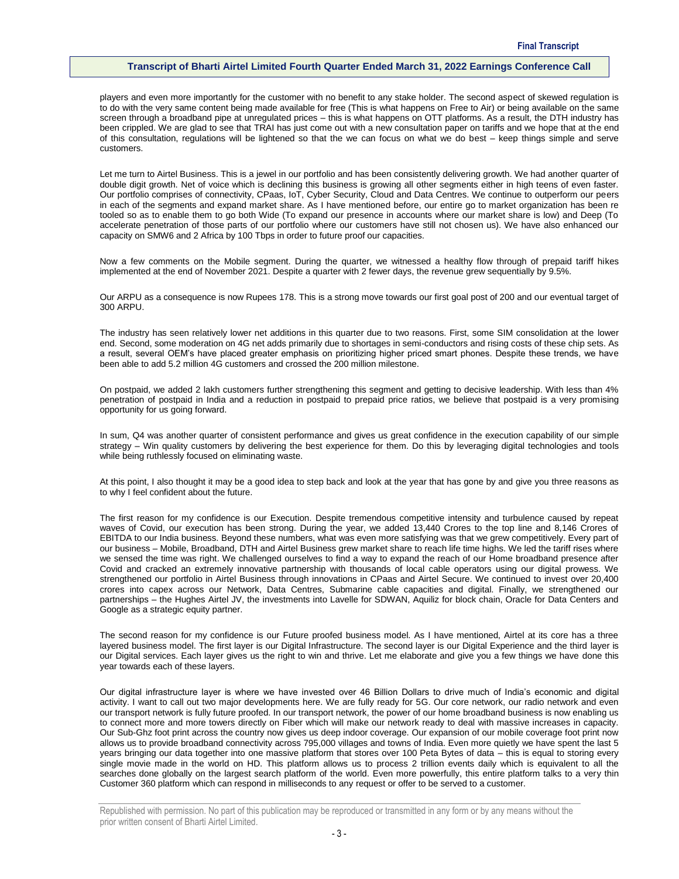players and even more importantly for the customer with no benefit to any stake holder. The second aspect of skewed regulation is to do with the very same content being made available for free (This is what happens on Free to Air) or being available on the same screen through a broadband pipe at unregulated prices – this is what happens on OTT platforms. As a result, the DTH industry has been crippled. We are glad to see that TRAI has just come out with a new consultation paper on tariffs and we hope that at the end of this consultation, regulations will be lightened so that the we can focus on what we do best – keep things simple and serve customers.

Let me turn to Airtel Business. This is a jewel in our portfolio and has been consistently delivering growth. We had another quarter of double digit growth. Net of voice which is declining this business is growing all other segments either in high teens of even faster. Our portfolio comprises of connectivity, CPaas, IoT, Cyber Security, Cloud and Data Centres. We continue to outperform our peers in each of the segments and expand market share. As I have mentioned before, our entire go to market organization has been re tooled so as to enable them to go both Wide (To expand our presence in accounts where our market share is low) and Deep (To accelerate penetration of those parts of our portfolio where our customers have still not chosen us). We have also enhanced our capacity on SMW6 and 2 Africa by 100 Tbps in order to future proof our capacities.

Now a few comments on the Mobile segment. During the quarter, we witnessed a healthy flow through of prepaid tariff hikes implemented at the end of November 2021. Despite a quarter with 2 fewer days, the revenue grew sequentially by 9.5%.

Our ARPU as a consequence is now Rupees 178. This is a strong move towards our first goal post of 200 and our eventual target of 300 ARPU.

The industry has seen relatively lower net additions in this quarter due to two reasons. First, some SIM consolidation at the lower end. Second, some moderation on 4G net adds primarily due to shortages in semi-conductors and rising costs of these chip sets. As a result, several OEM's have placed greater emphasis on prioritizing higher priced smart phones. Despite these trends, we have been able to add 5.2 million 4G customers and crossed the 200 million milestone.

On postpaid, we added 2 lakh customers further strengthening this segment and getting to decisive leadership. With less than 4% penetration of postpaid in India and a reduction in postpaid to prepaid price ratios, we believe that postpaid is a very promising opportunity for us going forward.

In sum, Q4 was another quarter of consistent performance and gives us great confidence in the execution capability of our simple strategy – Win quality customers by delivering the best experience for them. Do this by leveraging digital technologies and tools while being ruthlessly focused on eliminating waste.

At this point, I also thought it may be a good idea to step back and look at the year that has gone by and give you three reasons as to why I feel confident about the future.

The first reason for my confidence is our Execution. Despite tremendous competitive intensity and turbulence caused by repeat waves of Covid, our execution has been strong. During the year, we added 13,440 Crores to the top line and 8,146 Crores of EBITDA to our India business. Beyond these numbers, what was even more satisfying was that we grew competitively. Every part of our business – Mobile, Broadband, DTH and Airtel Business grew market share to reach life time highs. We led the tariff rises where we sensed the time was right. We challenged ourselves to find a way to expand the reach of our Home broadband presence after Covid and cracked an extremely innovative partnership with thousands of local cable operators using our digital prowess. We strengthened our portfolio in Airtel Business through innovations in CPaas and Airtel Secure. We continued to invest over 20,400 crores into capex across our Network, Data Centres, Submarine cable capacities and digital. Finally, we strengthened our partnerships – the Hughes Airtel JV, the investments into Lavelle for SDWAN, Aquiliz for block chain, Oracle for Data Centers and Google as a strategic equity partner.

The second reason for my confidence is our Future proofed business model. As I have mentioned, Airtel at its core has a three layered business model. The first layer is our Digital Infrastructure. The second layer is our Digital Experience and the third layer is our Digital services. Each layer gives us the right to win and thrive. Let me elaborate and give you a few things we have done this year towards each of these layers.

Our digital infrastructure layer is where we have invested over 46 Billion Dollars to drive much of India's economic and digital activity. I want to call out two major developments here. We are fully ready for 5G. Our core network, our radio network and even our transport network is fully future proofed. In our transport network, the power of our home broadband business is now enabling us to connect more and more towers directly on Fiber which will make our network ready to deal with massive increases in capacity. Our Sub-Ghz foot print across the country now gives us deep indoor coverage. Our expansion of our mobile coverage foot print now allows us to provide broadband connectivity across 795,000 villages and towns of India. Even more quietly we have spent the last 5 years bringing our data together into one massive platform that stores over 100 Peta Bytes of data – this is equal to storing every single movie made in the world on HD. This platform allows us to process 2 trillion events daily which is equivalent to all the searches done globally on the largest search platform of the world. Even more powerfully, this entire platform talks to a very thin Customer 360 platform which can respond in milliseconds to any request or offer to be served to a customer.

Republished with permission. No part of this publication may be reproduced or transmitted in any form or by any means without the prior written consent of Bharti Airtel Limited.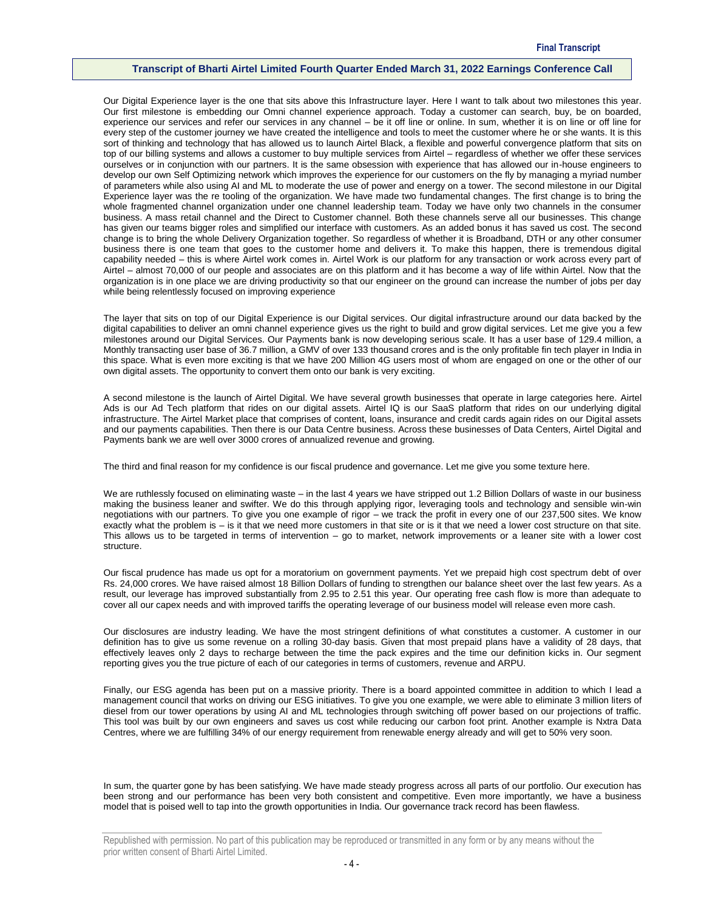Our Digital Experience layer is the one that sits above this Infrastructure layer. Here I want to talk about two milestones this year. Our first milestone is embedding our Omni channel experience approach. Today a customer can search, buy, be on boarded, experience our services and refer our services in any channel – be it off line or online. In sum, whether it is on line or off line for every step of the customer journey we have created the intelligence and tools to meet the customer where he or she wants. It is this sort of thinking and technology that has allowed us to launch Airtel Black, a flexible and powerful convergence platform that sits on top of our billing systems and allows a customer to buy multiple services from Airtel – regardless of whether we offer these services ourselves or in conjunction with our partners. It is the same obsession with experience that has allowed our in-house engineers to develop our own Self Optimizing network which improves the experience for our customers on the fly by managing a myriad number of parameters while also using AI and ML to moderate the use of power and energy on a tower. The second milestone in our Digital Experience layer was the re tooling of the organization. We have made two fundamental changes. The first change is to bring the whole fragmented channel organization under one channel leadership team. Today we have only two channels in the consumer business. A mass retail channel and the Direct to Customer channel. Both these channels serve all our businesses. This change has given our teams bigger roles and simplified our interface with customers. As an added bonus it has saved us cost. The second change is to bring the whole Delivery Organization together. So regardless of whether it is Broadband, DTH or any other consumer business there is one team that goes to the customer home and delivers it. To make this happen, there is tremendous digital capability needed – this is where Airtel work comes in. Airtel Work is our platform for any transaction or work across every part of Airtel – almost 70,000 of our people and associates are on this platform and it has become a way of life within Airtel. Now that the organization is in one place we are driving productivity so that our engineer on the ground can increase the number of jobs per day while being relentlessly focused on improving experience

The layer that sits on top of our Digital Experience is our Digital services. Our digital infrastructure around our data backed by the digital capabilities to deliver an omni channel experience gives us the right to build and grow digital services. Let me give you a few milestones around our Digital Services. Our Payments bank is now developing serious scale. It has a user base of 129.4 million, a Monthly transacting user base of 36.7 million, a GMV of over 133 thousand crores and is the only profitable fin tech player in India in this space. What is even more exciting is that we have 200 Million 4G users most of whom are engaged on one or the other of our own digital assets. The opportunity to convert them onto our bank is very exciting.

A second milestone is the launch of Airtel Digital. We have several growth businesses that operate in large categories here. Airtel Ads is our Ad Tech platform that rides on our digital assets. Airtel IQ is our SaaS platform that rides on our underlying digital infrastructure. The Airtel Market place that comprises of content, loans, insurance and credit cards again rides on our Digital assets and our payments capabilities. Then there is our Data Centre business. Across these businesses of Data Centers, Airtel Digital and Payments bank we are well over 3000 crores of annualized revenue and growing.

The third and final reason for my confidence is our fiscal prudence and governance. Let me give you some texture here.

We are ruthlessly focused on eliminating waste – in the last 4 years we have stripped out 1.2 Billion Dollars of waste in our business making the business leaner and swifter. We do this through applying rigor, leveraging tools and technology and sensible win-win negotiations with our partners. To give you one example of rigor – we track the profit in every one of our 237,500 sites. We know exactly what the problem is – is it that we need more customers in that site or is it that we need a lower cost structure on that site. This allows us to be targeted in terms of intervention – go to market, network improvements or a leaner site with a lower cost structure.

Our fiscal prudence has made us opt for a moratorium on government payments. Yet we prepaid high cost spectrum debt of over Rs. 24,000 crores. We have raised almost 18 Billion Dollars of funding to strengthen our balance sheet over the last few years. As a result, our leverage has improved substantially from 2.95 to 2.51 this year. Our operating free cash flow is more than adequate to cover all our capex needs and with improved tariffs the operating leverage of our business model will release even more cash.

Our disclosures are industry leading. We have the most stringent definitions of what constitutes a customer. A customer in our definition has to give us some revenue on a rolling 30-day basis. Given that most prepaid plans have a validity of 28 days, that effectively leaves only 2 days to recharge between the time the pack expires and the time our definition kicks in. Our segment reporting gives you the true picture of each of our categories in terms of customers, revenue and ARPU.

Finally, our ESG agenda has been put on a massive priority. There is a board appointed committee in addition to which I lead a management council that works on driving our ESG initiatives. To give you one example, we were able to eliminate 3 million liters of diesel from our tower operations by using AI and ML technologies through switching off power based on our projections of traffic. This tool was built by our own engineers and saves us cost while reducing our carbon foot print. Another example is Nxtra Data Centres, where we are fulfilling 34% of our energy requirement from renewable energy already and will get to 50% very soon.

In sum, the quarter gone by has been satisfying. We have made steady progress across all parts of our portfolio. Our execution has been strong and our performance has been very both consistent and competitive. Even more importantly, we have a business model that is poised well to tap into the growth opportunities in India. Our governance track record has been flawless.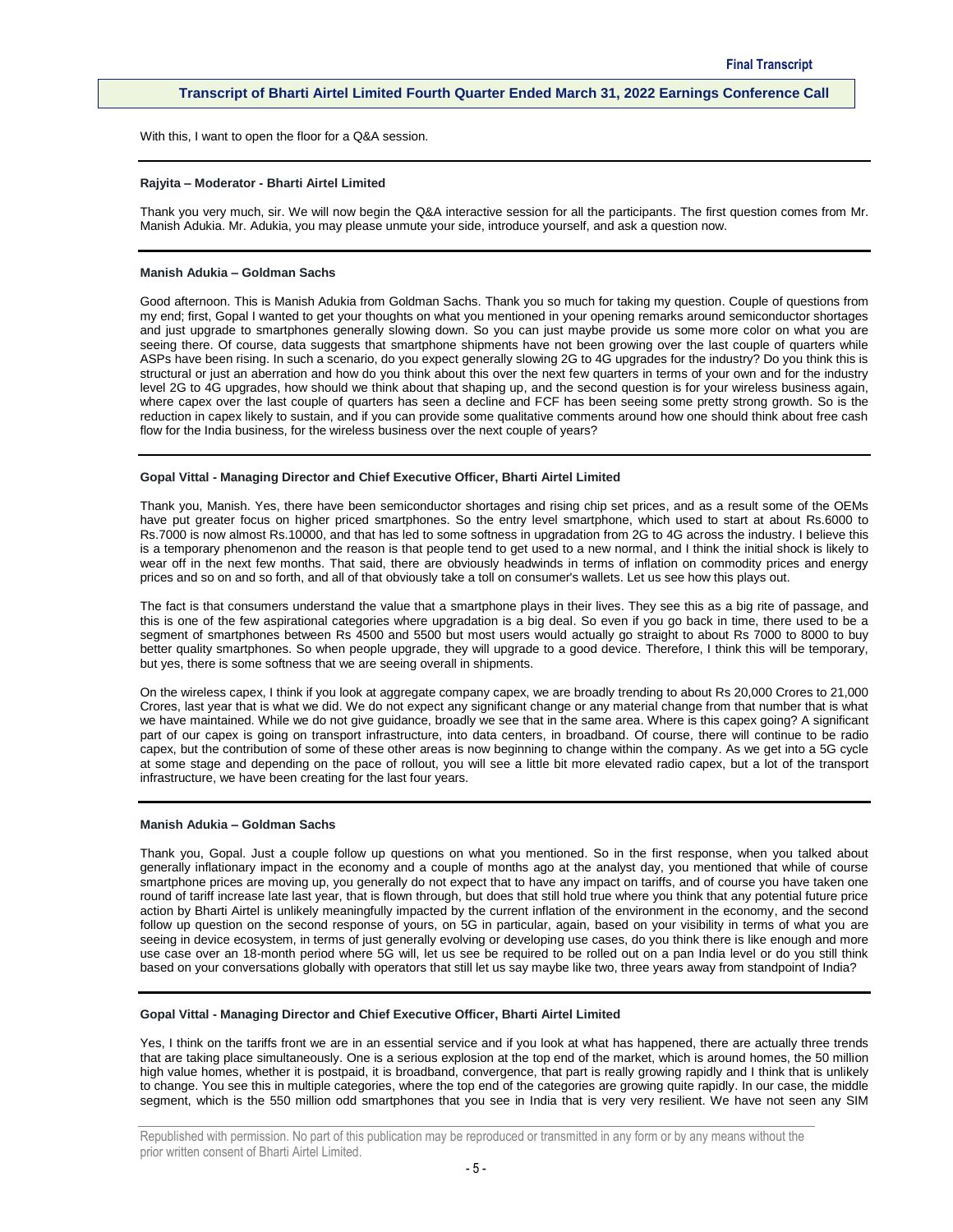With this, I want to open the floor for a Q&A session.

**Rajyita – Moderator - Bharti Airtel Limited**

Thank you very much, sir. We will now begin the Q&A interactive session for all the participants. The first question comes from Mr. Manish Adukia. Mr. Adukia, you may please unmute your side, introduce yourself, and ask a question now.

**Manish Adukia – Goldman Sachs**

Good afternoon. This is Manish Adukia from Goldman Sachs. Thank you so much for taking my question. Couple of questions from my end; first, Gopal I wanted to get your thoughts on what you mentioned in your opening remarks around semiconductor shortages and just upgrade to smartphones generally slowing down. So you can just maybe provide us some more color on what you are seeing there. Of course, data suggests that smartphone shipments have not been growing over the last couple of quarters while ASPs have been rising. In such a scenario, do you expect generally slowing 2G to 4G upgrades for the industry? Do you think this is structural or just an aberration and how do you think about this over the next few quarters in terms of your own and for the industry level 2G to 4G upgrades, how should we think about that shaping up, and the second question is for your wireless business again, where capex over the last couple of quarters has seen a decline and FCF has been seeing some pretty strong growth. So is the reduction in capex likely to sustain, and if you can provide some qualitative comments around how one should think about free cash flow for the India business, for the wireless business over the next couple of years?

**Gopal Vittal - Managing Director and Chief Executive Officer, Bharti Airtel Limited**

Thank you, Manish. Yes, there have been semiconductor shortages and rising chip set prices, and as a result some of the OEMs have put greater focus on higher priced smartphones. So the entry level smartphone, which used to start at about Rs.6000 to Rs.7000 is now almost Rs.10000, and that has led to some softness in upgradation from 2G to 4G across the industry. I believe this is a temporary phenomenon and the reason is that people tend to get used to a new normal, and I think the initial shock is likely to wear off in the next few months. That said, there are obviously headwinds in terms of inflation on commodity prices and energy prices and so on and so forth, and all of that obviously take a toll on consumer's wallets. Let us see how this plays out.

The fact is that consumers understand the value that a smartphone plays in their lives. They see this as a big rite of passage, and this is one of the few aspirational categories where upgradation is a big deal. So even if you go back in time, there used to be a segment of smartphones between Rs 4500 and 5500 but most users would actually go straight to about Rs 7000 to 8000 to buy better quality smartphones. So when people upgrade, they will upgrade to a good device. Therefore, I think this will be temporary, but yes, there is some softness that we are seeing overall in shipments.

On the wireless capex, I think if you look at aggregate company capex, we are broadly trending to about Rs 20,000 Crores to 21,000 Crores, last year that is what we did. We do not expect any significant change or any material change from that number that is what we have maintained. While we do not give guidance, broadly we see that in the same area. Where is this capex going? A significant part of our capex is going on transport infrastructure, into data centers, in broadband. Of course, there will continue to be radio capex, but the contribution of some of these other areas is now beginning to change within the company. As we get into a 5G cycle at some stage and depending on the pace of rollout, you will see a little bit more elevated radio capex, but a lot of the transport infrastructure, we have been creating for the last four years.

**Manish Adukia – Goldman Sachs**

Thank you, Gopal. Just a couple follow up questions on what you mentioned. So in the first response, when you talked about generally inflationary impact in the economy and a couple of months ago at the analyst day, you mentioned that while of course smartphone prices are moving up, you generally do not expect that to have any impact on tariffs, and of course you have taken one round of tariff increase late last year, that is flown through, but does that still hold true where you think that any potential future price action by Bharti Airtel is unlikely meaningfully impacted by the current inflation of the environment in the economy, and the second follow up question on the second response of yours, on 5G in particular, again, based on your visibility in terms of what you are seeing in device ecosystem, in terms of just generally evolving or developing use cases, do you think there is like enough and more use case over an 18-month period where 5G will, let us see be required to be rolled out on a pan India level or do you still think based on your conversations globally with operators that still let us say maybe like two, three years away from standpoint of India?

**Gopal Vittal - Managing Director and Chief Executive Officer, Bharti Airtel Limited**

Yes, I think on the tariffs front we are in an essential service and if you look at what has happened, there are actually three trends that are taking place simultaneously. One is a serious explosion at the top end of the market, which is around homes, the 50 million high value homes, whether it is postpaid, it is broadband, convergence, that part is really growing rapidly and I think that is unlikely to change. You see this in multiple categories, where the top end of the categories are growing quite rapidly. In our case, the middle segment, which is the 550 million odd smartphones that you see in India that is very very resilient. We have not seen any SIM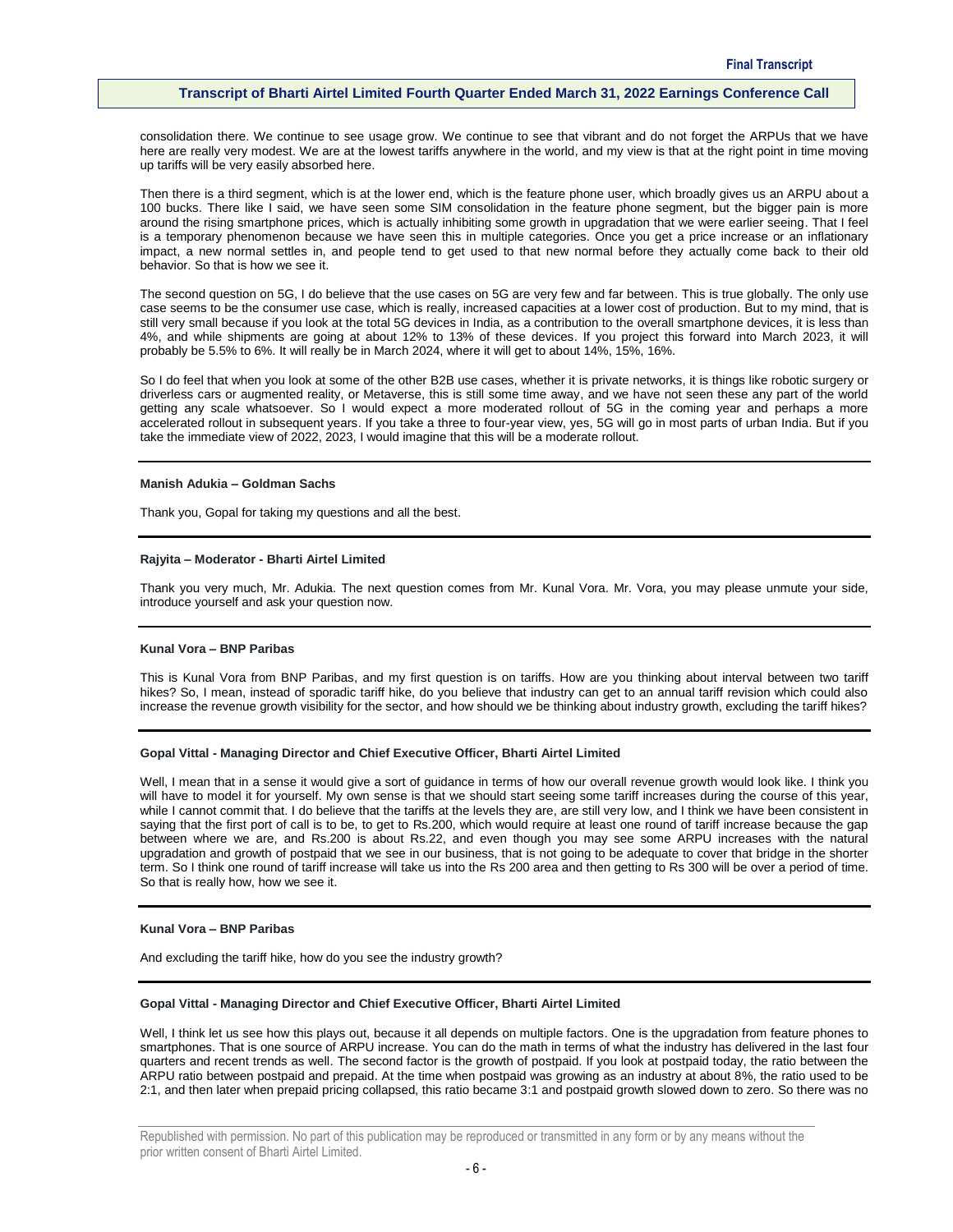consolidation there. We continue to see usage grow. We continue to see that vibrant and do not forget the ARPUs that we have here are really very modest. We are at the lowest tariffs anywhere in the world, and my view is that at the right point in time moving up tariffs will be very easily absorbed here.

Then there is a third segment, which is at the lower end, which is the feature phone user, which broadly gives us an ARPU about a 100 bucks. There like I said, we have seen some SIM consolidation in the feature phone segment, but the bigger pain is more around the rising smartphone prices, which is actually inhibiting some growth in upgradation that we were earlier seeing. That I feel is a temporary phenomenon because we have seen this in multiple categories. Once you get a price increase or an inflationary impact, a new normal settles in, and people tend to get used to that new normal before they actually come back to their old behavior. So that is how we see it.

The second question on 5G, I do believe that the use cases on 5G are very few and far between. This is true globally. The only use case seems to be the consumer use case, which is really, increased capacities at a lower cost of production. But to my mind, that is still very small because if you look at the total 5G devices in India, as a contribution to the overall smartphone devices, it is less than 4%, and while shipments are going at about 12% to 13% of these devices. If you project this forward into March 2023, it will probably be 5.5% to 6%. It will really be in March 2024, where it will get to about 14%, 15%, 16%.

So I do feel that when you look at some of the other B2B use cases, whether it is private networks, it is things like robotic surgery or driverless cars or augmented reality, or Metaverse, this is still some time away, and we have not seen these any part of the world getting any scale whatsoever. So I would expect a more moderated rollout of 5G in the coming year and perhaps a more accelerated rollout in subsequent years. If you take a three to four-year view, yes, 5G will go in most parts of urban India. But if you take the immediate view of 2022, 2023, I would imagine that this will be a moderate rollout.

**Manish Adukia – Goldman Sachs**

Thank you, Gopal for taking my questions and all the best.

**Rajyita – Moderator - Bharti Airtel Limited**

Thank you very much, Mr. Adukia. The next question comes from Mr. Kunal Vora. Mr. Vora, you may please unmute your side, introduce yourself and ask your question now.

**Kunal Vora – BNP Paribas**

This is Kunal Vora from BNP Paribas, and my first question is on tariffs. How are you thinking about interval between two tariff hikes? So, I mean, instead of sporadic tariff hike, do you believe that industry can get to an annual tariff revision which could also increase the revenue growth visibility for the sector, and how should we be thinking about industry growth, excluding the tariff hikes?

**Gopal Vittal - Managing Director and Chief Executive Officer, Bharti Airtel Limited**

Well, I mean that in a sense it would give a sort of guidance in terms of how our overall revenue growth would look like. I think you will have to model it for yourself. My own sense is that we should start seeing some tariff increases during the course of this year, while I cannot commit that. I do believe that the tariffs at the levels they are, are still very low, and I think we have been consistent in saying that the first port of call is to be, to get to Rs.200, which would require at least one round of tariff increase because the gap between where we are, and Rs.200 is about Rs.22, and even though you may see some ARPU increases with the natural upgradation and growth of postpaid that we see in our business, that is not going to be adequate to cover that bridge in the shorter term. So I think one round of tariff increase will take us into the Rs 200 area and then getting to Rs 300 will be over a period of time. So that is really how, how we see it.

**Kunal Vora – BNP Paribas**

And excluding the tariff hike, how do you see the industry growth?

**Gopal Vittal - Managing Director and Chief Executive Officer, Bharti Airtel Limited**

Well, I think let us see how this plays out, because it all depends on multiple factors. One is the upgradation from feature phones to smartphones. That is one source of ARPU increase. You can do the math in terms of what the industry has delivered in the last four quarters and recent trends as well. The second factor is the growth of postpaid. If you look at postpaid today, the ratio between the ARPU ratio between postpaid and prepaid. At the time when postpaid was growing as an industry at about 8%, the ratio used to be 2:1, and then later when prepaid pricing collapsed, this ratio became 3:1 and postpaid growth slowed down to zero. So there was no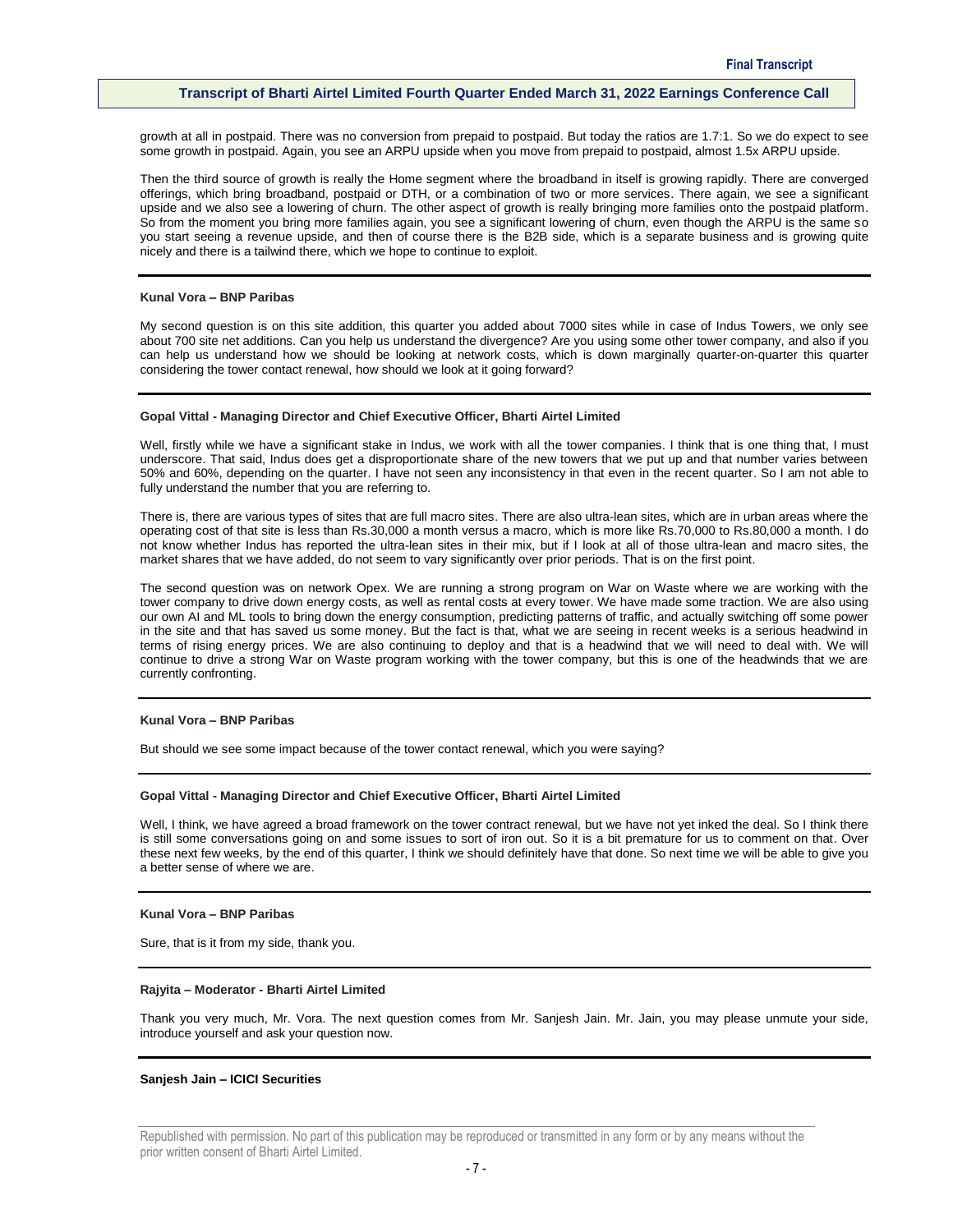growth at all in postpaid. There was no conversion from prepaid to postpaid. But today the ratios are 1.7:1. So we do expect to see some growth in postpaid. Again, you see an ARPU upside when you move from prepaid to postpaid, almost 1.5x ARPU upside.

Then the third source of growth is really the Home segment where the broadband in itself is growing rapidly. There are converged offerings, which bring broadband, postpaid or DTH, or a combination of two or more services. There again, we see a significant upside and we also see a lowering of churn. The other aspect of growth is really bringing more families onto the postpaid platform. So from the moment you bring more families again, you see a significant lowering of churn, even though the ARPU is the same so you start seeing a revenue upside, and then of course there is the B2B side, which is a separate business and is growing quite nicely and there is a tailwind there, which we hope to continue to exploit.

---

**Kunal Vora – BNP Paribas**

My second question is on this site addition, this quarter you added about 7000 sites while in case of Indus Towers, we only see about 700 site net additions. Can you help us understand the divergence? Are you using some other tower company, and also if you can help us understand how we should be looking at network costs, which is down marginally quarter-on-quarter this quarter considering the tower contact renewal, how should we look at it going forward?

---

**Gopal Vittal - Managing Director and Chief Executive Officer, Bharti Airtel Limited**

Well, firstly while we have a significant stake in Indus, we work with all the tower companies. I think that is one thing that, I must underscore. That said, Indus does get a disproportionate share of the new towers that we put up and that number varies between 50% and 60%, depending on the quarter. I have not seen any inconsistency in that even in the recent quarter. So I am not able to fully understand the number that you are referring to.

There is, there are various types of sites that are full macro sites. There are also ultra-lean sites, which are in urban areas where the operating cost of that site is less than Rs.30,000 a month versus a macro, which is more like Rs.70,000 to Rs.80,000 a month. I do not know whether Indus has reported the ultra-lean sites in their mix, but if I look at all of those ultra-lean and macro sites, the market shares that we have added, do not seem to vary significantly over prior periods. That is on the first point.

The second question was on network Opex. We are running a strong program on War on Waste where we are working with the tower company to drive down energy costs, as well as rental costs at every tower. We have made some traction. We are also using our own AI and ML tools to bring down the energy consumption, predicting patterns of traffic, and actually switching off some power in the site and that has saved us some money. But the fact is that, what we are seeing in recent weeks is a serious headwind in terms of rising energy prices. We are also continuing to deploy and that is a headwind that we will need to deal with. We will continue to drive a strong War on Waste program working with the tower company, but this is one of the headwinds that we are currently confronting.

---

**Kunal Vora – BNP Paribas**

But should we see some impact because of the tower contact renewal, which you were saying?

---

**Gopal Vittal - Managing Director and Chief Executive Officer, Bharti Airtel Limited**

Well, I think, we have agreed a broad framework on the tower contract renewal, but we have not yet inked the deal. So I think there is still some conversations going on and some issues to sort of iron out. So it is a bit premature for us to comment on that. Over these next few weeks, by the end of this quarter, I think we should definitely have that done. So next time we will be able to give you a better sense of where we are.

---

**Kunal Vora – BNP Paribas**

Sure, that is it from my side, thank you.

---

**Rajyita – Moderator - Bharti Airtel Limited**

Thank you very much, Mr. Vora. The next question comes from Mr. Sanjesh Jain. Mr. Jain, you may please unmute your side, introduce yourself and ask your question now.

---

**Sanjesh Jain – ICICI Securities**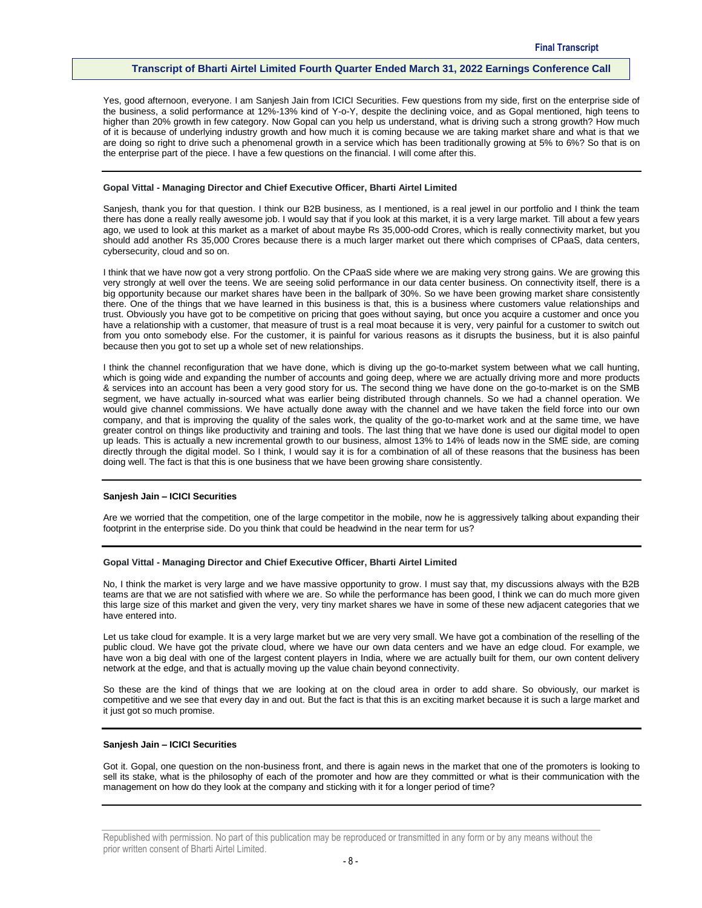Yes, good afternoon, everyone. I am Sanjesh Jain from ICICI Securities. Few questions from my side, first on the enterprise side of the business, a solid performance at 12%-13% kind of Y-o-Y, despite the declining voice, and as Gopal mentioned, high teens to higher than 20% growth in few category. Now Gopal can you help us understand, what is driving such a strong growth? How much of it is because of underlying industry growth and how much it is coming because we are taking market share and what is that we are doing so right to drive such a phenomenal growth in a service which has been traditionally growing at 5% to 6%? So that is on the enterprise part of the piece. I have a few questions on the financial. I will come after this.

**Gopal Vittal - Managing Director and Chief Executive Officer, Bharti Airtel Limited**

Sanjesh, thank you for that question. I think our B2B business, as I mentioned, is a real jewel in our portfolio and I think the team there has done a really really awesome job. I would say that if you look at this market, it is a very large market. Till about a few years ago, we used to look at this market as a market of about maybe Rs 35,000-odd Crores, which is really connectivity market, but you should add another Rs 35,000 Crores because there is a much larger market out there which comprises of CPaaS, data centers, cybersecurity, cloud and so on.

I think that we have now got a very strong portfolio. On the CPaaS side where we are making very strong gains. We are growing this very strongly at well over the teens. We are seeing solid performance in our data center business. On connectivity itself, there is a big opportunity because our market shares have been in the ballpark of 30%. So we have been growing market share consistently there. One of the things that we have learned in this business is that, this is a business where customers value relationships and trust. Obviously you have got to be competitive on pricing that goes without saying, but once you acquire a customer and once you have a relationship with a customer, that measure of trust is a real moat because it is very, very painful for a customer to switch out from you onto somebody else. For the customer, it is painful for various reasons as it disrupts the business, but it is also painful because then you got to set up a whole set of new relationships.

I think the channel reconfiguration that we have done, which is diving up the go-to-market system between what we call hunting, which is going wide and expanding the number of accounts and going deep, where we are actually driving more and more products & services into an account has been a very good story for us. The second thing we have done on the go-to-market is on the SMB segment, we have actually in-sourced what was earlier being distributed through channels. So we had a channel operation. We would give channel commissions. We have actually done away with the channel and we have taken the field force into our own company, and that is improving the quality of the sales work, the quality of the go-to-market work and at the same time, we have greater control on things like productivity and training and tools. The last thing that we have done is used our digital model to open up leads. This is actually a new incremental growth to our business, almost 13% to 14% of leads now in the SME side, are coming directly through the digital model. So I think, I would say it is for a combination of all of these reasons that the business has been doing well. The fact is that this is one business that we have been growing share consistently.

**Sanjesh Jain – ICICI Securities**

Are we worried that the competition, one of the large competitor in the mobile, now he is aggressively talking about expanding their footprint in the enterprise side. Do you think that could be headwind in the near term for us?

**Gopal Vittal - Managing Director and Chief Executive Officer, Bharti Airtel Limited**

No, I think the market is very large and we have massive opportunity to grow. I must say that, my discussions always with the B2B teams are that we are not satisfied with where we are. So while the performance has been good, I think we can do much more given this large size of this market and given the very, very tiny market shares we have in some of these new adjacent categories that we have entered into.

Let us take cloud for example. It is a very large market but we are very very small. We have got a combination of the reselling of the public cloud. We have got the private cloud, where we have our own data centers and we have an edge cloud. For example, we have won a big deal with one of the largest content players in India, where we are actually built for them, our own content delivery network at the edge, and that is actually moving up the value chain beyond connectivity.

So these are the kind of things that we are looking at on the cloud area in order to add share. So obviously, our market is competitive and we see that every day in and out. But the fact is that this is an exciting market because it is such a large market and it just got so much promise.

**Sanjesh Jain – ICICI Securities**

Got it. Gopal, one question on the non-business front, and there is again news in the market that one of the promoters is looking to sell its stake, what is the philosophy of each of the promoter and how are they committed or what is their communication with the management on how do they look at the company and sticking with it for a longer period of time?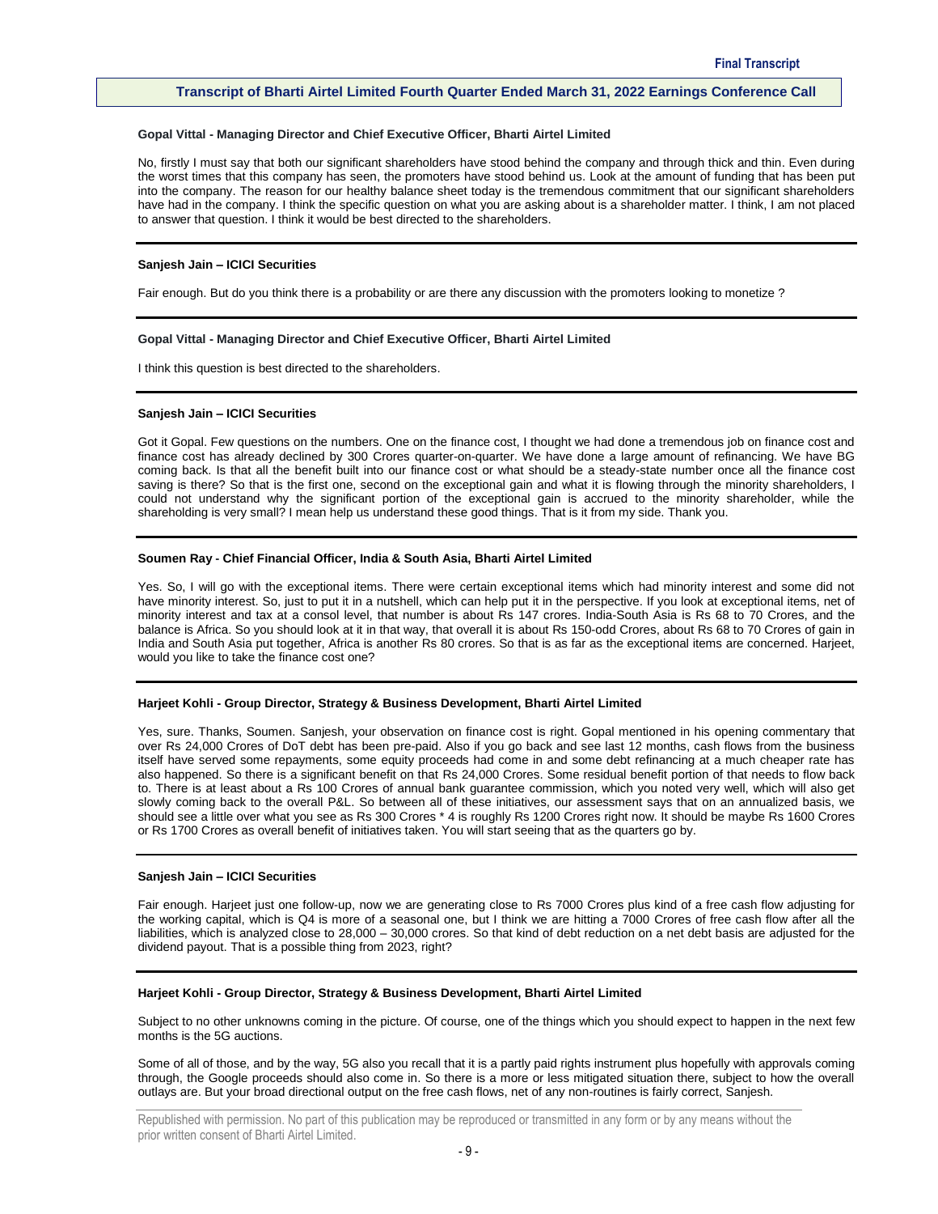**Gopal Vittal - Managing Director and Chief Executive Officer, Bharti Airtel Limited**

No, firstly I must say that both our significant shareholders have stood behind the company and through thick and thin. Even during the worst times that this company has seen, the promoters have stood behind us. Look at the amount of funding that has been put into the company. The reason for our healthy balance sheet today is the tremendous commitment that our significant shareholders have had in the company. I think the specific question on what you are asking about is a shareholder matter. I think, I am not placed to answer that question. I think it would be best directed to the shareholders.

---

**Sanjesh Jain – ICICI Securities**

Fair enough. But do you think there is a probability or are there any discussion with the promoters looking to monetize ?

---

**Gopal Vittal - Managing Director and Chief Executive Officer, Bharti Airtel Limited**

I think this question is best directed to the shareholders.

---

**Sanjesh Jain – ICICI Securities**

Got it Gopal. Few questions on the numbers. One on the finance cost, I thought we had done a tremendous job on finance cost and finance cost has already declined by 300 Crores quarter-on-quarter. We have done a large amount of refinancing. We have BG coming back. Is that all the benefit built into our finance cost or what should be a steady-state number once all the finance cost saving is there? So that is the first one, second on the exceptional gain and what it is flowing through the minority shareholders, I could not understand why the significant portion of the exceptional gain is accrued to the minority shareholder, while the shareholding is very small? I mean help us understand these good things. That is it from my side. Thank you.

---

**Soumen Ray - Chief Financial Officer, India & South Asia, Bharti Airtel Limited**

Yes. So, I will go with the exceptional items. There were certain exceptional items which had minority interest and some did not have minority interest. So, just to put it in a nutshell, which can help put it in the perspective. If you look at exceptional items, net of minority interest and tax at a consol level, that number is about Rs 147 crores. India-South Asia is Rs 68 to 70 Crores, and the balance is Africa. So you should look at it in that way, that overall it is about Rs 150-odd Crores, about Rs 68 to 70 Crores of gain in India and South Asia put together, Africa is another Rs 80 crores. So that is as far as the exceptional items are concerned. Harjeet, would you like to take the finance cost one?

---

**Harjeet Kohli - Group Director, Strategy & Business Development, Bharti Airtel Limited**

Yes, sure. Thanks, Soumen. Sanjesh, your observation on finance cost is right. Gopal mentioned in his opening commentary that over Rs 24,000 Crores of DoT debt has been pre-paid. Also if you go back and see last 12 months, cash flows from the business itself have served some repayments, some equity proceeds had come in and some debt refinancing at a much cheaper rate has also happened. So there is a significant benefit on that Rs 24,000 Crores. Some residual benefit portion of that needs to flow back to. There is at least about a Rs 100 Crores of annual bank guarantee commission, which you noted very well, which will also get slowly coming back to the overall P&L. So between all of these initiatives, our assessment says that on an annualized basis, we should see a little over what you see as Rs 300 Crores * 4 is roughly Rs 1200 Crores right now. It should be maybe Rs 1600 Crores or Rs 1700 Crores as overall benefit of initiatives taken. You will start seeing that as the quarters go by.

---

**Sanjesh Jain – ICICI Securities**

Fair enough. Harjeet just one follow-up, now we are generating close to Rs 7000 Crores plus kind of a free cash flow adjusting for the working capital, which is Q4 is more of a seasonal one, but I think we are hitting a 7000 Crores of free cash flow after all the liabilities, which is analyzed close to 28,000 – 30,000 crores. So that kind of debt reduction on a net debt basis are adjusted for the dividend payout. That is a possible thing from 2023, right?

---

**Harjeet Kohli - Group Director, Strategy & Business Development, Bharti Airtel Limited**

Subject to no other unknowns coming in the picture. Of course, one of the things which you should expect to happen in the next few months is the 5G auctions.

Some of all of those, and by the way, 5G also you recall that it is a partly paid rights instrument plus hopefully with approvals coming through, the Google proceeds should also come in. So there is a more or less mitigated situation there, subject to how the overall outlays are. But your broad directional output on the free cash flows, net of any non-routines is fairly correct, Sanjesh.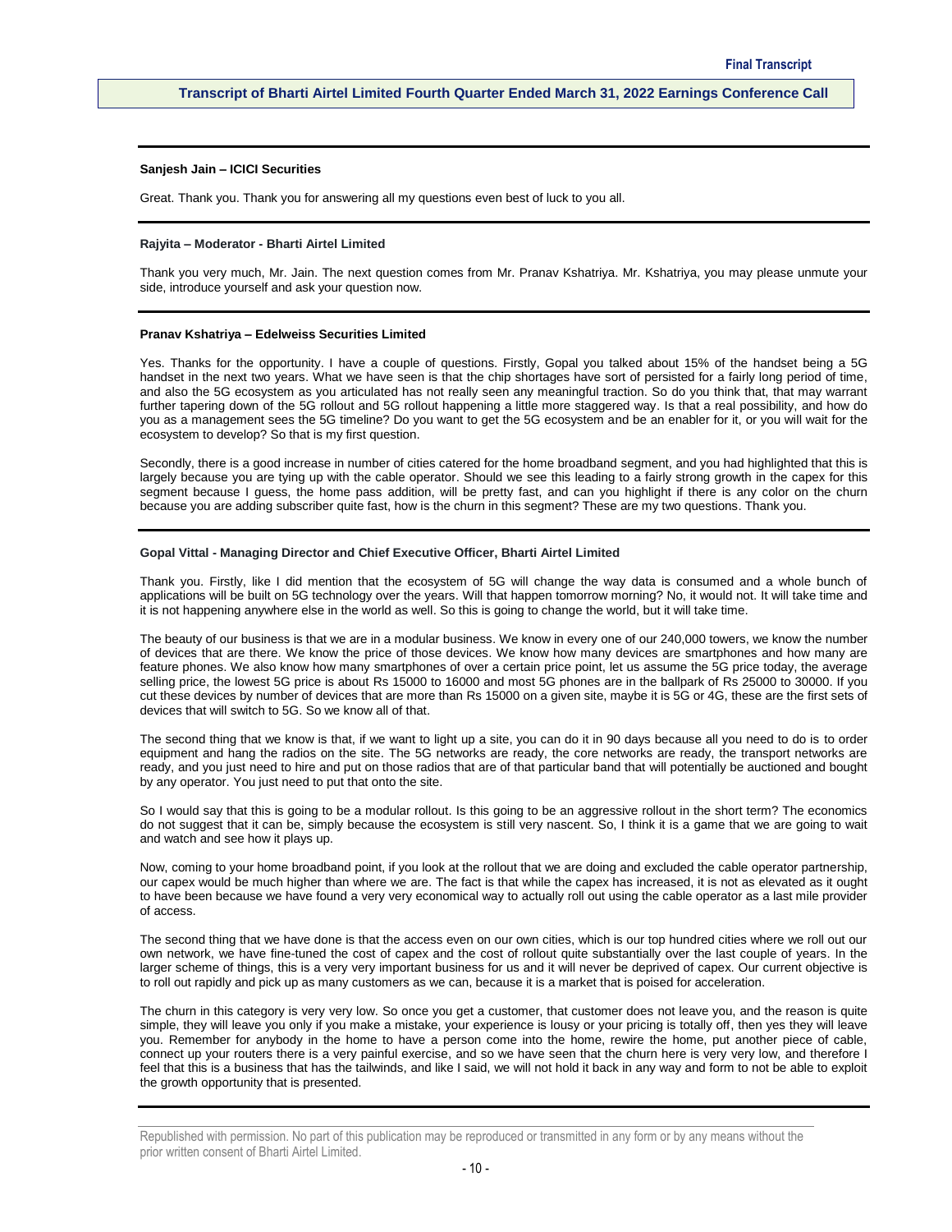**Sanjesh Jain – ICICI Securities**

Great. Thank you. Thank you for answering all my questions even best of luck to you all.

---

**Rajyita – Moderator - Bharti Airtel Limited**

Thank you very much, Mr. Jain. The next question comes from Mr. Pranav Kshatriya. Mr. Kshatriya, you may please unmute your side, introduce yourself and ask your question now.

---

**Pranav Kshatriya – Edelweiss Securities Limited**

Yes. Thanks for the opportunity. I have a couple of questions. Firstly, Gopal you talked about 15% of the handset being a 5G handset in the next two years. What we have seen is that the chip shortages have sort of persisted for a fairly long period of time, and also the 5G ecosystem as you articulated has not really seen any meaningful traction. So do you think that, that may warrant further tapering down of the 5G rollout and 5G rollout happening a little more staggered way. Is that a real possibility, and how do you as a management sees the 5G timeline? Do you want to get the 5G ecosystem and be an enabler for it, or you will wait for the ecosystem to develop? So that is my first question.

Secondly, there is a good increase in number of cities catered for the home broadband segment, and you had highlighted that this is largely because you are tying up with the cable operator. Should we see this leading to a fairly strong growth in the capex for this segment because I guess, the home pass addition, will be pretty fast, and can you highlight if there is any color on the churn because you are adding subscriber quite fast, how is the churn in this segment? These are my two questions. Thank you.

---

**Gopal Vittal - Managing Director and Chief Executive Officer, Bharti Airtel Limited**

Thank you. Firstly, like I did mention that the ecosystem of 5G will change the way data is consumed and a whole bunch of applications will be built on 5G technology over the years. Will that happen tomorrow morning? No, it would not. It will take time and it is not happening anywhere else in the world as well. So this is going to change the world, but it will take time.

The beauty of our business is that we are in a modular business. We know in every one of our 240,000 towers, we know the number of devices that are there. We know the price of those devices. We know how many devices are smartphones and how many are feature phones. We also know how many smartphones of over a certain price point, let us assume the 5G price today, the average selling price, the lowest 5G price is about Rs 15000 to 16000 and most 5G phones are in the ballpark of Rs 25000 to 30000. If you cut these devices by number of devices that are more than Rs 15000 on a given site, maybe it is 5G or 4G, these are the first sets of devices that will switch to 5G. So we know all of that.

The second thing that we know is that, if we want to light up a site, you can do it in 90 days because all you need to do is to order equipment and hang the radios on the site. The 5G networks are ready, the core networks are ready, the transport networks are ready, and you just need to hire and put on those radios that are of that particular band that will potentially be auctioned and bought by any operator. You just need to put that onto the site.

So I would say that this is going to be a modular rollout. Is this going to be an aggressive rollout in the short term? The economics do not suggest that it can be, simply because the ecosystem is still very nascent. So, I think it is a game that we are going to wait and watch and see how it plays up.

Now, coming to your home broadband point, if you look at the rollout that we are doing and excluded the cable operator partnership, our capex would be much higher than where we are. The fact is that while the capex has increased, it is not as elevated as it ought to have been because we have found a very very economical way to actually roll out using the cable operator as a last mile provider of access.

The second thing that we have done is that the access even on our own cities, which is our top hundred cities where we roll out our own network, we have fine-tuned the cost of capex and the cost of rollout quite substantially over the last couple of years. In the larger scheme of things, this is a very very important business for us and it will never be deprived of capex. Our current objective is to roll out rapidly and pick up as many customers as we can, because it is a market that is poised for acceleration.

The churn in this category is very very low. So once you get a customer, that customer does not leave you, and the reason is quite simple, they will leave you only if you make a mistake, your experience is lousy or your pricing is totally off, then yes they will leave you. Remember for anybody in the home to have a person come into the home, rewire the home, put another piece of cable, connect up your routers there is a very painful exercise, and so we have seen that the churn here is very very low, and therefore I feel that this is a business that has the tailwinds, and like I said, we will not hold it back in any way and form to not be able to exploit the growth opportunity that is presented.

---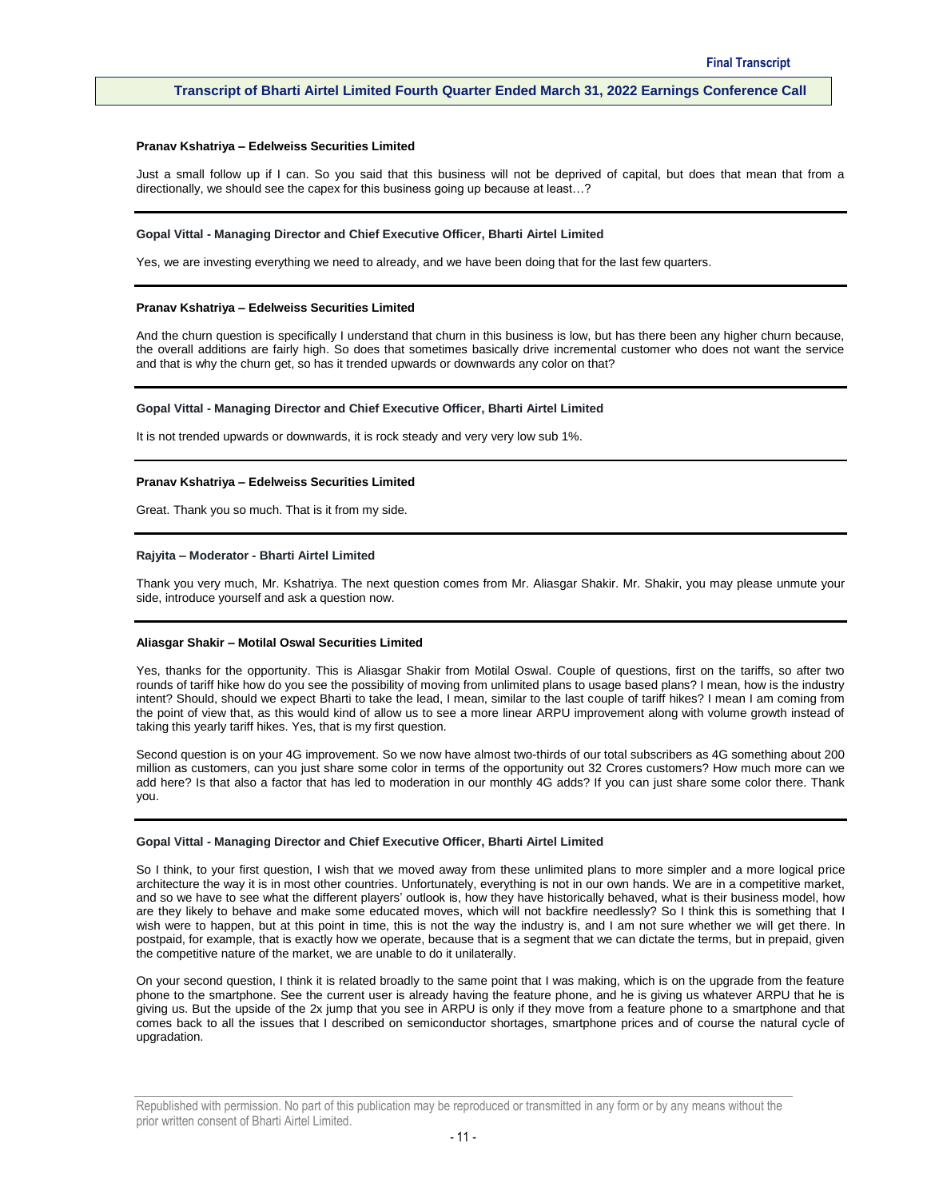**Pranav Kshatriya – Edelweiss Securities Limited**

Just a small follow up if I can. So you said that this business will not be deprived of capital, but does that mean that from a directionally, we should see the capex for this business going up because at least…?

---

**Gopal Vittal - Managing Director and Chief Executive Officer, Bharti Airtel Limited**

Yes, we are investing everything we need to already, and we have been doing that for the last few quarters.

---

**Pranav Kshatriya – Edelweiss Securities Limited**

And the churn question is specifically I understand that churn in this business is low, but has there been any higher churn because, the overall additions are fairly high. So does that sometimes basically drive incremental customer who does not want the service and that is why the churn get, so has it trended upwards or downwards any color on that?

---

**Gopal Vittal - Managing Director and Chief Executive Officer, Bharti Airtel Limited**

It is not trended upwards or downwards, it is rock steady and very very low sub 1%.

---

**Pranav Kshatriya – Edelweiss Securities Limited**

Great. Thank you so much. That is it from my side.

---

**Rajyita – Moderator - Bharti Airtel Limited**

Thank you very much, Mr. Kshatriya. The next question comes from Mr. Aliasgar Shakir. Mr. Shakir, you may please unmute your side, introduce yourself and ask a question now.

---

**Aliasgar Shakir – Motilal Oswal Securities Limited**

Yes, thanks for the opportunity. This is Aliasgar Shakir from Motilal Oswal. Couple of questions, first on the tariffs, so after two rounds of tariff hike how do you see the possibility of moving from unlimited plans to usage based plans? I mean, how is the industry intent? Should, should we expect Bharti to take the lead, I mean, similar to the last couple of tariff hikes? I mean I am coming from the point of view that, as this would kind of allow us to see a more linear ARPU improvement along with volume growth instead of taking this yearly tariff hikes. Yes, that is my first question.

Second question is on your 4G improvement. So we now have almost two-thirds of our total subscribers as 4G something about 200 million as customers, can you just share some color in terms of the opportunity out 32 Crores customers? How much more can we add here? Is that also a factor that has led to moderation in our monthly 4G adds? If you can just share some color there. Thank you.

---

**Gopal Vittal - Managing Director and Chief Executive Officer, Bharti Airtel Limited**

So I think, to your first question, I wish that we moved away from these unlimited plans to more simpler and a more logical price architecture the way it is in most other countries. Unfortunately, everything is not in our own hands. We are in a competitive market, and so we have to see what the different players' outlook is, how they have historically behaved, what is their business model, how are they likely to behave and make some educated moves, which will not backfire needlessly? So I think this is something that I wish were to happen, but at this point in time, this is not the way the industry is, and I am not sure whether we will get there. In postpaid, for example, that is exactly how we operate, because that is a segment that we can dictate the terms, but in prepaid, given the competitive nature of the market, we are unable to do it unilaterally.

On your second question, I think it is related broadly to the same point that I was making, which is on the upgrade from the feature phone to the smartphone. See the current user is already having the feature phone, and he is giving us whatever ARPU that he is giving us. But the upside of the 2x jump that you see in ARPU is only if they move from a feature phone to a smartphone and that comes back to all the issues that I described on semiconductor shortages, smartphone prices and of course the natural cycle of upgradation.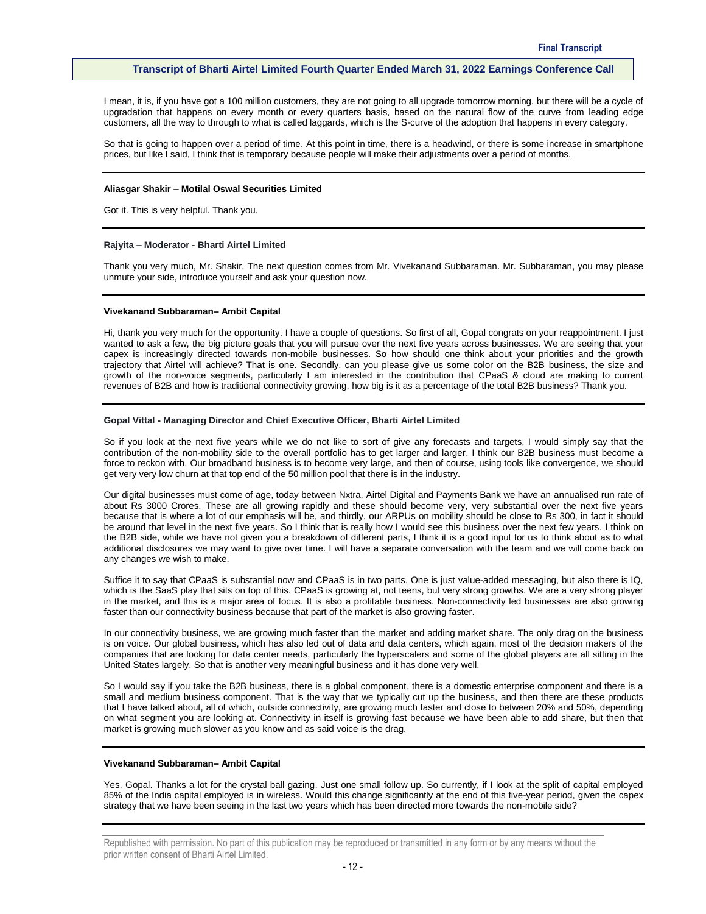I mean, it is, if you have got a 100 million customers, they are not going to all upgrade tomorrow morning, but there will be a cycle of upgradation that happens on every month or every quarters basis, based on the natural flow of the curve from leading edge customers, all the way to through to what is called laggards, which is the S-curve of the adoption that happens in every category.

So that is going to happen over a period of time. At this point in time, there is a headwind, or there is some increase in smartphone prices, but like I said, I think that is temporary because people will make their adjustments over a period of months.

---

**Aliasgar Shakir – Motilal Oswal Securities Limited**

Got it. This is very helpful. Thank you.

---

**Rajyita – Moderator - Bharti Airtel Limited**

Thank you very much, Mr. Shakir. The next question comes from Mr. Vivekanand Subbaraman. Mr. Subbaraman, you may please unmute your side, introduce yourself and ask your question now.

---

**Vivekanand Subbaraman– Ambit Capital**

Hi, thank you very much for the opportunity. I have a couple of questions. So first of all, Gopal congrats on your reappointment. I just wanted to ask a few, the big picture goals that you will pursue over the next five years across businesses. We are seeing that your capex is increasingly directed towards non-mobile businesses. So how should one think about your priorities and the growth trajectory that Airtel will achieve? That is one. Secondly, can you please give us some color on the B2B business, the size and growth of the non-voice segments, particularly I am interested in the contribution that CPaaS & cloud are making to current revenues of B2B and how is traditional connectivity growing, how big is it as a percentage of the total B2B business? Thank you.

---

**Gopal Vittal - Managing Director and Chief Executive Officer, Bharti Airtel Limited**

So if you look at the next five years while we do not like to sort of give any forecasts and targets, I would simply say that the contribution of the non-mobility side to the overall portfolio has to get larger and larger. I think our B2B business must become a force to reckon with. Our broadband business is to become very large, and then of course, using tools like convergence, we should get very very low churn at that top end of the 50 million pool that there is in the industry.

Our digital businesses must come of age, today between Nxtra, Airtel Digital and Payments Bank we have an annualised run rate of about Rs 3000 Crores. These are all growing rapidly and these should become very, very substantial over the next five years because that is where a lot of our emphasis will be, and thirdly, our ARPUs on mobility should be close to Rs 300, in fact it should be around that level in the next five years. So I think that is really how I would see this business over the next few years. I think on the B2B side, while we have not given you a breakdown of different parts, I think it is a good input for us to think about as to what additional disclosures we may want to give over time. I will have a separate conversation with the team and we will come back on any changes we wish to make.

Suffice it to say that CPaaS is substantial now and CPaaS is in two parts. One is just value-added messaging, but also there is IQ, which is the SaaS play that sits on top of this. CPaaS is growing at, not teens, but very strong growths. We are a very strong player in the market, and this is a major area of focus. It is also a profitable business. Non-connectivity led businesses are also growing faster than our connectivity business because that part of the market is also growing faster.

In our connectivity business, we are growing much faster than the market and adding market share. The only drag on the business is on voice. Our global business, which has also led out of data and data centers, which again, most of the decision makers of the companies that are looking for data center needs, particularly the hyperscalers and some of the global players are all sitting in the United States largely. So that is another very meaningful business and it has done very well.

So I would say if you take the B2B business, there is a global component, there is a domestic enterprise component and there is a small and medium business component. That is the way that we typically cut up the business, and then there are these products that I have talked about, all of which, outside connectivity, are growing much faster and close to between 20% and 50%, depending on what segment you are looking at. Connectivity in itself is growing fast because we have been able to add share, but then that market is growing much slower as you know and as said voice is the drag.

---

**Vivekanand Subbaraman– Ambit Capital**

Yes, Gopal. Thanks a lot for the crystal ball gazing. Just one small follow up. So currently, if I look at the split of capital employed 85% of the India capital employed is in wireless. Would this change significantly at the end of this five-year period, given the capex strategy that we have been seeing in the last two years which has been directed more towards the non-mobile side?

---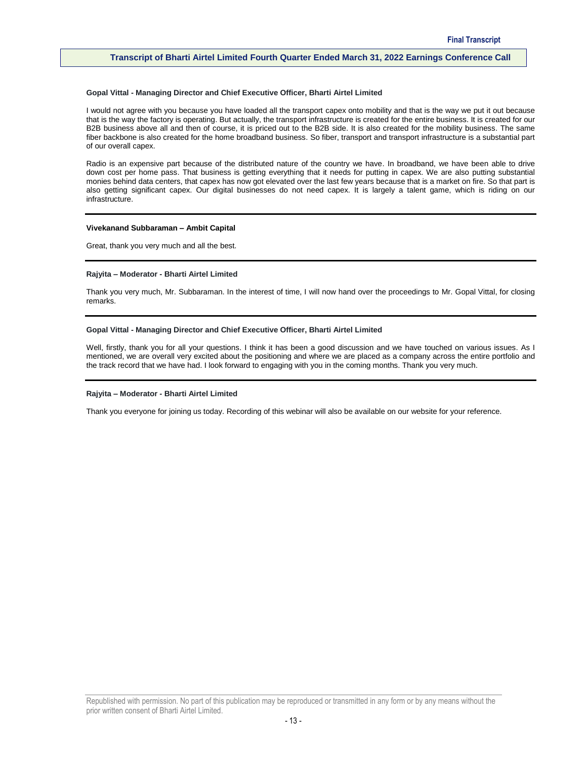**Gopal Vittal - Managing Director and Chief Executive Officer, Bharti Airtel Limited**

I would not agree with you because you have loaded all the transport capex onto mobility and that is the way we put it out because that is the way the factory is operating. But actually, the transport infrastructure is created for the entire business. It is created for our B2B business above all and then of course, it is priced out to the B2B side. It is also created for the mobility business. The same fiber backbone is also created for the home broadband business. So fiber, transport and transport infrastructure is a substantial part of our overall capex.

Radio is an expensive part because of the distributed nature of the country we have. In broadband, we have been able to drive down cost per home pass. That business is getting everything that it needs for putting in capex. We are also putting substantial monies behind data centers, that capex has now got elevated over the last few years because that is a market on fire. So that part is also getting significant capex. Our digital businesses do not need capex. It is largely a talent game, which is riding on our infrastructure.

---

**Vivekanand Subbaraman – Ambit Capital**

Great, thank you very much and all the best.

---

**Rajyita – Moderator - Bharti Airtel Limited**

Thank you very much, Mr. Subbaraman. In the interest of time, I will now hand over the proceedings to Mr. Gopal Vittal, for closing remarks.

---

**Gopal Vittal - Managing Director and Chief Executive Officer, Bharti Airtel Limited**

Well, firstly, thank you for all your questions. I think it has been a good discussion and we have touched on various issues. As I mentioned, we are overall very excited about the positioning and where we are placed as a company across the entire portfolio and the track record that we have had. I look forward to engaging with you in the coming months. Thank you very much.

---

**Rajyita – Moderator - Bharti Airtel Limited**

Thank you everyone for joining us today. Recording of this webinar will also be available on our website for your reference.